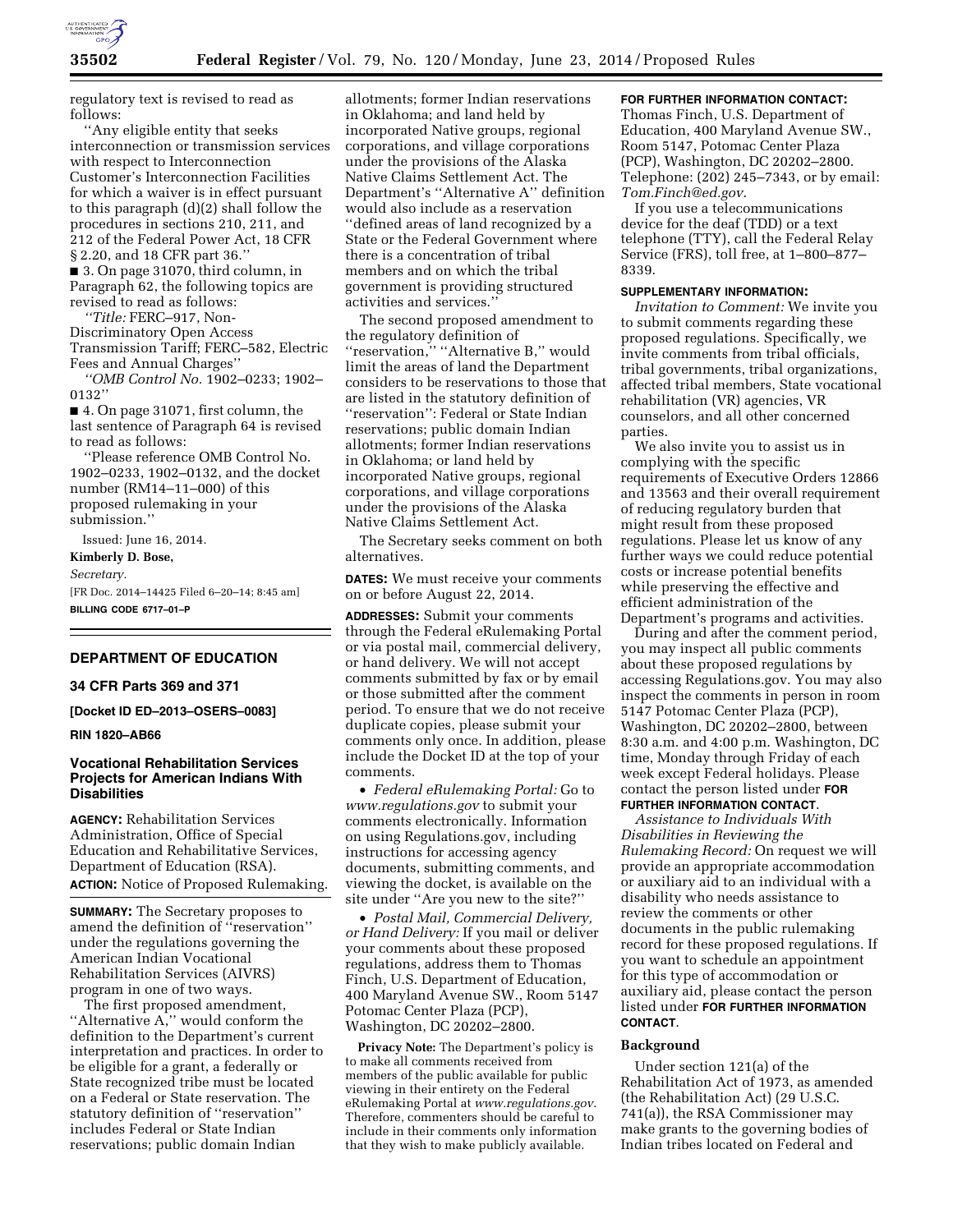regulatory text is revised to read as follows:

"Any eligible entity that seeks interconnection or transmission services with respect to Interconnection Customer's Interconnection Facilities for which a waiver is in effect pursuant to this paragraph (d)(2) shall follow the procedures in sections 210, 211, and 212 of the Federal Power Act, 18 CFR § 2.20, and 18 CFR part 36."

■ 3. On page 31070, third column, in Paragraph 62, the following topics are revised to read as follows:

*"Title:* FERC–917, Non-Discriminatory Open Access Transmission Tariff; FERC–582, Electric Fees and Annual Charges"

*"OMB Control No.* 1902–0233; 1902–0132"

■ 4. On page 31071, first column, the last sentence of Paragraph 64 is revised to read as follows:

"Please reference OMB Control No. 1902–0233, 1902–0132, and the docket number (RM14–11–000) of this proposed rulemaking in your submission."

Issued: June 16, 2014.

**Kimberly D. Bose,**

*Secretary.*

[FR Doc. 2014–14425 Filed 6–20–14; 8:45 am]

**BILLING CODE 6717–01–P**

---

## DEPARTMENT OF EDUCATION

### 34 CFR Parts 369 and 371

**[Docket ID ED–2013–OSERS–0083]**

**RIN 1820–AB66**

### Vocational Rehabilitation Services Projects for American Indians With Disabilities

**AGENCY:** Rehabilitation Services Administration, Office of Special Education and Rehabilitative Services, Department of Education (RSA).

**ACTION:** Notice of Proposed Rulemaking.

**SUMMARY:** The Secretary proposes to amend the definition of "reservation" under the regulations governing the American Indian Vocational Rehabilitation Services (AIVRS) program in one of two ways.

The first proposed amendment, "Alternative A," would conform the definition to the Department's current interpretation and practices. In order to be eligible for a grant, a federally or State recognized tribe must be located on a Federal or State reservation. The statutory definition of "reservation" includes Federal or State Indian reservations; public domain Indian allotments; former Indian reservations in Oklahoma; and land held by incorporated Native groups, regional corporations, and village corporations under the provisions of the Alaska Native Claims Settlement Act. The Department's "Alternative A" definition would also include as a reservation "defined areas of land recognized by a State or the Federal Government where there is a concentration of tribal members and on which the tribal government is providing structured activities and services."

The second proposed amendment to the regulatory definition of "reservation," "Alternative B," would limit the areas of land the Department considers to be reservations to those that are listed in the statutory definition of "reservation": Federal or State Indian reservations; public domain Indian allotments; former Indian reservations in Oklahoma; or land held by incorporated Native groups, regional corporations, and village corporations under the provisions of the Alaska Native Claims Settlement Act.

The Secretary seeks comment on both alternatives.

**DATES:** We must receive your comments on or before August 22, 2014.

**ADDRESSES:** Submit your comments through the Federal eRulemaking Portal or via postal mail, commercial delivery, or hand delivery. We will not accept comments submitted by fax or by email or those submitted after the comment period. To ensure that we do not receive duplicate copies, please submit your comments only once. In addition, please include the Docket ID at the top of your comments.

- *Federal eRulemaking Portal:* Go to *www.regulations.gov* to submit your comments electronically. Information on using Regulations.gov, including instructions for accessing agency documents, submitting comments, and viewing the docket, is available on the site under "Are you new to the site?"
- *Postal Mail, Commercial Delivery, or Hand Delivery:* If you mail or deliver your comments about these proposed regulations, address them to Thomas Finch, U.S. Department of Education, 400 Maryland Avenue SW., Room 5147 Potomac Center Plaza (PCP), Washington, DC 20202–2800.

**Privacy Note:** The Department's policy is to make all comments received from members of the public available for public viewing in their entirety on the Federal eRulemaking Portal at *www.regulations.gov*. Therefore, commenters should be careful to include in their comments only information that they wish to make publicly available.

**FOR FURTHER INFORMATION CONTACT:** Thomas Finch, U.S. Department of Education, 400 Maryland Avenue SW., Room 5147, Potomac Center Plaza (PCP), Washington, DC 20202–2800. Telephone: (202) 245–7343, or by email: *Tom.Finch@ed.gov*.

If you use a telecommunications device for the deaf (TDD) or a text telephone (TTY), call the Federal Relay Service (FRS), toll free, at 1–800–877–8339.

**SUPPLEMENTARY INFORMATION:**

*Invitation to Comment:* We invite you to submit comments regarding these proposed regulations. Specifically, we invite comments from tribal officials, tribal governments, tribal organizations, affected tribal members, State vocational rehabilitation (VR) agencies, VR counselors, and all other concerned parties.

We also invite you to assist us in complying with the specific requirements of Executive Orders 12866 and 13563 and their overall requirement of reducing regulatory burden that might result from these proposed regulations. Please let us know of any further ways we could reduce potential costs or increase potential benefits while preserving the effective and efficient administration of the Department's programs and activities.

During and after the comment period, you may inspect all public comments about these proposed regulations by accessing Regulations.gov. You may also inspect the comments in person in room 5147 Potomac Center Plaza (PCP), Washington, DC 20202–2800, between 8:30 a.m. and 4:00 p.m. Washington, DC time, Monday through Friday of each week except Federal holidays. Please contact the person listed under **FOR FURTHER INFORMATION CONTACT**.

*Assistance to Individuals With Disabilities in Reviewing the Rulemaking Record:* On request we will provide an appropriate accommodation or auxiliary aid to an individual with a disability who needs assistance to review the comments or other documents in the public rulemaking record for these proposed regulations. If you want to schedule an appointment for this type of accommodation or auxiliary aid, please contact the person listed under **FOR FURTHER INFORMATION CONTACT**.

#### Background

Under section 121(a) of the Rehabilitation Act of 1973, as amended (the Rehabilitation Act) (29 U.S.C. 741(a)), the RSA Commissioner may make grants to the governing bodies of Indian tribes located on Federal and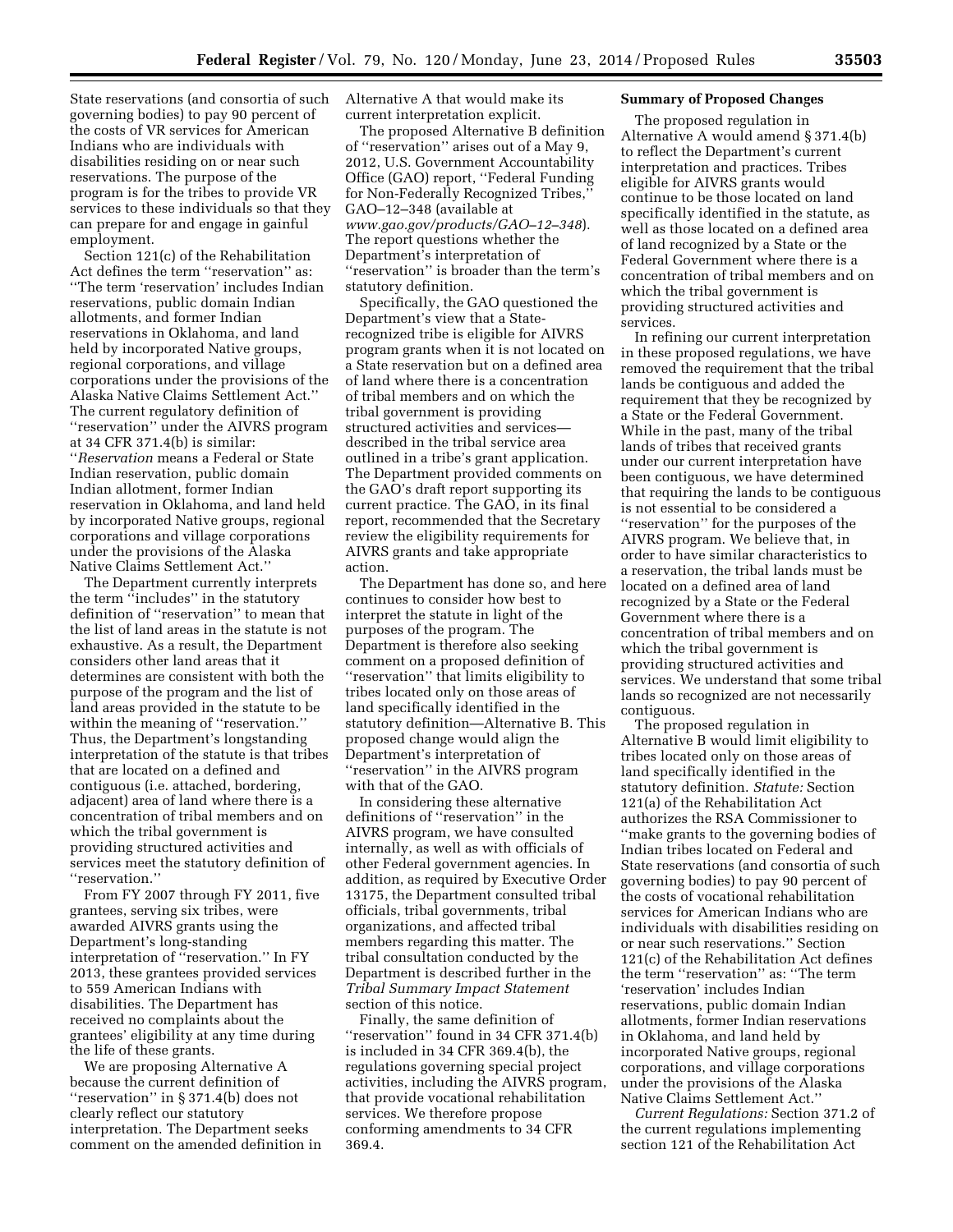State reservations (and consortia of such governing bodies) to pay 90 percent of the costs of VR services for American Indians who are individuals with disabilities residing on or near such reservations. The purpose of the program is for the tribes to provide VR services to these individuals so that they can prepare for and engage in gainful employment.

Section 121(c) of the Rehabilitation Act defines the term ''reservation'' as: ''The term 'reservation' includes Indian reservations, public domain Indian allotments, and former Indian reservations in Oklahoma, and land held by incorporated Native groups, regional corporations, and village corporations under the provisions of the Alaska Native Claims Settlement Act.'' The current regulatory definition of ''reservation'' under the AIVRS program at 34 CFR 371.4(b) is similar: ''*Reservation* means a Federal or State Indian reservation, public domain Indian allotment, former Indian reservation in Oklahoma, and land held by incorporated Native groups, regional corporations and village corporations under the provisions of the Alaska Native Claims Settlement Act.''

The Department currently interprets the term ''includes'' in the statutory definition of ''reservation'' to mean that the list of land areas in the statute is not exhaustive. As a result, the Department considers other land areas that it determines are consistent with both the purpose of the program and the list of land areas provided in the statute to be within the meaning of ''reservation.'' Thus, the Department's longstanding interpretation of the statute is that tribes that are located on a defined and contiguous (i.e. attached, bordering, adjacent) area of land where there is a concentration of tribal members and on which the tribal government is providing structured activities and services meet the statutory definition of ''reservation.''

From FY 2007 through FY 2011, five grantees, serving six tribes, were awarded AIVRS grants using the Department's long-standing interpretation of ''reservation.'' In FY 2013, these grantees provided services to 559 American Indians with disabilities. The Department has received no complaints about the grantees' eligibility at any time during the life of these grants.

We are proposing Alternative A because the current definition of ''reservation'' in § 371.4(b) does not clearly reflect our statutory interpretation. The Department seeks comment on the amended definition in Alternative A that would make its current interpretation explicit.

The proposed Alternative B definition of ''reservation'' arises out of a May 9, 2012, U.S. Government Accountability Office (GAO) report, ''Federal Funding for Non-Federally Recognized Tribes,'' GAO–12–348 (available at *www.gao.gov/products/GAO–12–348*). The report questions whether the Department's interpretation of ''reservation'' is broader than the term's statutory definition.

Specifically, the GAO questioned the Department's view that a State-recognized tribe is eligible for AIVRS program grants when it is not located on a State reservation but on a defined area of land where there is a concentration of tribal members and on which the tribal government is providing structured activities and services—described in the tribal service area outlined in a tribe's grant application. The Department provided comments on the GAO's draft report supporting its current practice. The GAO, in its final report, recommended that the Secretary review the eligibility requirements for AIVRS grants and take appropriate action.

The Department has done so, and here continues to consider how best to interpret the statute in light of the purposes of the program. The Department is therefore also seeking comment on a proposed definition of ''reservation'' that limits eligibility to tribes located only on those areas of land specifically identified in the statutory definition—Alternative B. This proposed change would align the Department's interpretation of ''reservation'' in the AIVRS program with that of the GAO.

In considering these alternative definitions of ''reservation'' in the AIVRS program, we have consulted internally, as well as with officials of other Federal government agencies. In addition, as required by Executive Order 13175, the Department consulted tribal officials, tribal governments, tribal organizations, and affected tribal members regarding this matter. The tribal consultation conducted by the Department is described further in the *Tribal Summary Impact Statement* section of this notice.

Finally, the same definition of ''reservation'' found in 34 CFR 371.4(b) is included in 34 CFR 369.4(b), the regulations governing special project activities, including the AIVRS program, that provide vocational rehabilitation services. We therefore propose conforming amendments to 34 CFR 369.4.

**Summary of Proposed Changes**

The proposed regulation in Alternative A would amend § 371.4(b) to reflect the Department's current interpretation and practices. Tribes eligible for AIVRS grants would continue to be those located on land specifically identified in the statute, as well as those located on a defined area of land recognized by a State or the Federal Government where there is a concentration of tribal members and on which the tribal government is providing structured activities and services.

In refining our current interpretation in these proposed regulations, we have removed the requirement that the tribal lands be contiguous and added the requirement that they be recognized by a State or the Federal Government. While in the past, many of the tribal lands of tribes that received grants under our current interpretation have been contiguous, we have determined that requiring the lands to be contiguous is not essential to be considered a ''reservation'' for the purposes of the AIVRS program. We believe that, in order to have similar characteristics to a reservation, the tribal lands must be located on a defined area of land recognized by a State or the Federal Government where there is a concentration of tribal members and on which the tribal government is providing structured activities and services. We understand that some tribal lands so recognized are not necessarily contiguous.

The proposed regulation in Alternative B would limit eligibility to tribes located only on those areas of land specifically identified in the statutory definition. *Statute:* Section 121(a) of the Rehabilitation Act authorizes the RSA Commissioner to ''make grants to the governing bodies of Indian tribes located on Federal and State reservations (and consortia of such governing bodies) to pay 90 percent of the costs of vocational rehabilitation services for American Indians who are individuals with disabilities residing on or near such reservations.'' Section 121(c) of the Rehabilitation Act defines the term ''reservation'' as: ''The term 'reservation' includes Indian reservations, public domain Indian allotments, former Indian reservations in Oklahoma, and land held by incorporated Native groups, regional corporations, and village corporations under the provisions of the Alaska Native Claims Settlement Act.''

*Current Regulations:* Section 371.2 of the current regulations implementing section 121 of the Rehabilitation Act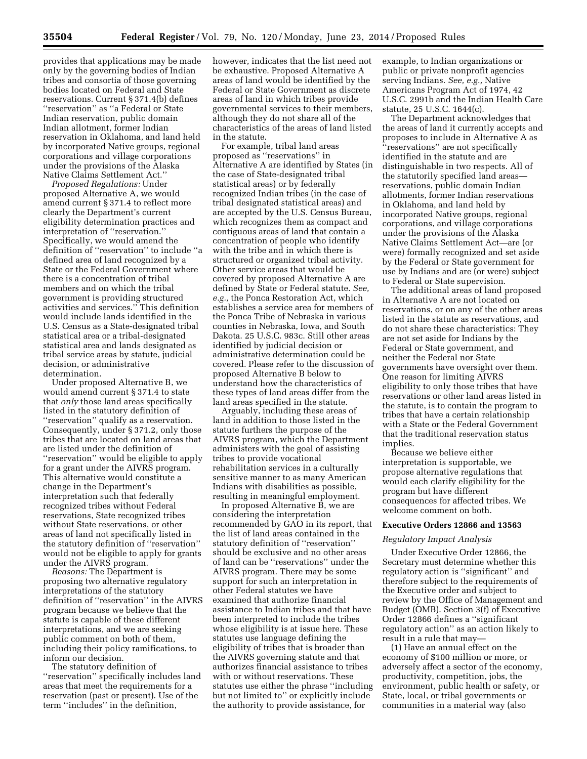provides that applications may be made only by the governing bodies of Indian tribes and consortia of those governing bodies located on Federal and State reservations. Current § 371.4(b) defines ''reservation'' as ''a Federal or State Indian reservation, public domain Indian allotment, former Indian reservation in Oklahoma, and land held by incorporated Native groups, regional corporations and village corporations under the provisions of the Alaska Native Claims Settlement Act.''

*Proposed Regulations:* Under proposed Alternative A, we would amend current § 371.4 to reflect more clearly the Department's current eligibility determination practices and interpretation of ''reservation.'' Specifically, we would amend the definition of ''reservation'' to include ''a defined area of land recognized by a State or the Federal Government where there is a concentration of tribal members and on which the tribal government is providing structured activities and services.'' This definition would include lands identified in the U.S. Census as a State-designated tribal statistical area or a tribal-designated statistical area and lands designated as tribal service areas by statute, judicial decision, or administrative determination.

Under proposed Alternative B, we would amend current § 371.4 to state that *only* those land areas specifically listed in the statutory definition of ''reservation'' qualify as a reservation. Consequently, under § 371.2, only those tribes that are located on land areas that are listed under the definition of ''reservation'' would be eligible to apply for a grant under the AIVRS program. This alternative would constitute a change in the Department's interpretation such that federally recognized tribes without Federal reservations, State recognized tribes without State reservations, or other areas of land not specifically listed in the statutory definition of ''reservation'' would not be eligible to apply for grants under the AIVRS program.

*Reasons:* The Department is proposing two alternative regulatory interpretations of the statutory definition of ''reservation'' in the AIVRS program because we believe that the statute is capable of these different interpretations, and we are seeking public comment on both of them, including their policy ramifications, to inform our decision.

The statutory definition of ''reservation'' specifically includes land areas that meet the requirements for a reservation (past or present). Use of the term ''includes'' in the definition, however, indicates that the list need not be exhaustive. Proposed Alternative A areas of land would be identified by the Federal or State Government as discrete areas of land in which tribes provide governmental services to their members, although they do not share all of the characteristics of the areas of land listed in the statute.

For example, tribal land areas proposed as ''reservations'' in Alternative A are identified by States (in the case of State-designated tribal statistical areas) or by federally recognized Indian tribes (in the case of tribal designated statistical areas) and are accepted by the U.S. Census Bureau, which recognizes them as compact and contiguous areas of land that contain a concentration of people who identify with the tribe and in which there is structured or organized tribal activity. Other service areas that would be covered by proposed Alternative A are defined by State or Federal statute. *See, e.g.,* the Ponca Restoration Act, which establishes a service area for members of the Ponca Tribe of Nebraska in various counties in Nebraska, Iowa, and South Dakota. 25 U.S.C. 983c. Still other areas identified by judicial decision or administrative determination could be covered. Please refer to the discussion of proposed Alternative B below to understand how the characteristics of these types of land areas differ from the land areas specified in the statute.

Arguably, including these areas of land in addition to those listed in the statute furthers the purpose of the AIVRS program, which the Department administers with the goal of assisting tribes to provide vocational rehabilitation services in a culturally sensitive manner to as many American Indians with disabilities as possible, resulting in meaningful employment.

In proposed Alternative B, we are considering the interpretation recommended by GAO in its report, that the list of land areas contained in the statutory definition of ''reservation'' should be exclusive and no other areas of land can be ''reservations'' under the AIVRS program. There may be some support for such an interpretation in other Federal statutes we have examined that authorize financial assistance to Indian tribes and that have been interpreted to include the tribes whose eligibility is at issue here. These statutes use language defining the eligibility of tribes that is broader than the AIVRS governing statute and that authorizes financial assistance to tribes with or without reservations. These statutes use either the phrase ''including but not limited to'' or explicitly include the authority to provide assistance, for example, to Indian organizations or public or private nonprofit agencies serving Indians. *See, e.g.,* Native Americans Program Act of 1974, 42 U.S.C. 2991b and the Indian Health Care statute, 25 U.S.C. 1644(c).

The Department acknowledges that the areas of land it currently accepts and proposes to include in Alternative A as ''reservations'' are not specifically identified in the statute and are distinguishable in two respects. All of the statutorily specified land areas—reservations, public domain Indian allotments, former Indian reservations in Oklahoma, and land held by incorporated Native groups, regional corporations, and village corporations under the provisions of the Alaska Native Claims Settlement Act—are (or were) formally recognized and set aside by the Federal or State government for use by Indians and are (or were) subject to Federal or State supervision.

The additional areas of land proposed in Alternative A are not located on reservations, or on any of the other areas listed in the statute as reservations, and do not share these characteristics: They are not set aside for Indians by the Federal or State government, and neither the Federal nor State governments have oversight over them. One reason for limiting AIVRS eligibility to only those tribes that have reservations or other land areas listed in the statute, is to contain the program to tribes that have a certain relationship with a State or the Federal Government that the traditional reservation status implies.

Because we believe either interpretation is supportable, we propose alternative regulations that would each clarify eligibility for the program but have different consequences for affected tribes. We welcome comment on both.

## Executive Orders 12866 and 13563

*Regulatory Impact Analysis*

Under Executive Order 12866, the Secretary must determine whether this regulatory action is ''significant'' and therefore subject to the requirements of the Executive order and subject to review by the Office of Management and Budget (OMB). Section 3(f) of Executive Order 12866 defines a ''significant regulatory action'' as an action likely to result in a rule that may—

(1) Have an annual effect on the economy of $100 million or more, or adversely affect a sector of the economy, productivity, competition, jobs, the environment, public health or safety, or State, local, or tribal governments or communities in a material way (also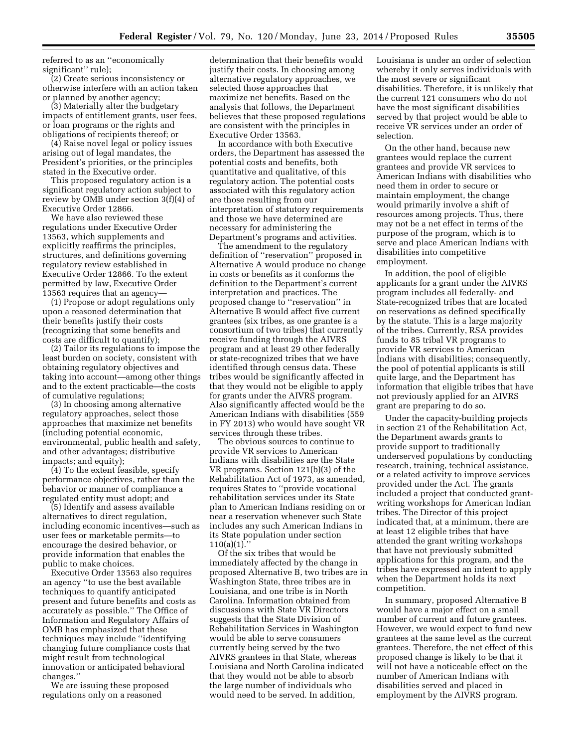referred to as an ''economically significant'' rule);

(2) Create serious inconsistency or otherwise interfere with an action taken or planned by another agency;

(3) Materially alter the budgetary impacts of entitlement grants, user fees, or loan programs or the rights and obligations of recipients thereof; or

(4) Raise novel legal or policy issues arising out of legal mandates, the President's priorities, or the principles stated in the Executive order.

This proposed regulatory action is a significant regulatory action subject to review by OMB under section 3(f)(4) of Executive Order 12866.

We have also reviewed these regulations under Executive Order 13563, which supplements and explicitly reaffirms the principles, structures, and definitions governing regulatory review established in Executive Order 12866. To the extent permitted by law, Executive Order 13563 requires that an agency—

(1) Propose or adopt regulations only upon a reasoned determination that their benefits justify their costs (recognizing that some benefits and costs are difficult to quantify);

(2) Tailor its regulations to impose the least burden on society, consistent with obtaining regulatory objectives and taking into account—among other things and to the extent practicable—the costs of cumulative regulations;

(3) In choosing among alternative regulatory approaches, select those approaches that maximize net benefits (including potential economic, environmental, public health and safety, and other advantages; distributive impacts; and equity);

(4) To the extent feasible, specify performance objectives, rather than the behavior or manner of compliance a regulated entity must adopt; and

(5) Identify and assess available alternatives to direct regulation, including economic incentives—such as user fees or marketable permits—to encourage the desired behavior, or provide information that enables the public to make choices.

Executive Order 13563 also requires an agency ''to use the best available techniques to quantify anticipated present and future benefits and costs as accurately as possible.'' The Office of Information and Regulatory Affairs of OMB has emphasized that these techniques may include ''identifying changing future compliance costs that might result from technological innovation or anticipated behavioral changes.''

We are issuing these proposed regulations only on a reasoned determination that their benefits would justify their costs. In choosing among alternative regulatory approaches, we selected those approaches that maximize net benefits. Based on the analysis that follows, the Department believes that these proposed regulations are consistent with the principles in Executive Order 13563.

In accordance with both Executive orders, the Department has assessed the potential costs and benefits, both quantitative and qualitative, of this regulatory action. The potential costs associated with this regulatory action are those resulting from our interpretation of statutory requirements and those we have determined are necessary for administering the Department's programs and activities.

The amendment to the regulatory definition of ''reservation'' proposed in Alternative A would produce no change in costs or benefits as it conforms the definition to the Department's current interpretation and practices. The proposed change to ''reservation'' in Alternative B would affect five current grantees (six tribes, as one grantee is a consortium of two tribes) that currently receive funding through the AIVRS program and at least 29 other federally or state-recognized tribes that we have identified through census data. These tribes would be significantly affected in that they would not be eligible to apply for grants under the AIVRS program. Also significantly affected would be the American Indians with disabilities (559 in FY 2013) who would have sought VR services through these tribes.

The obvious sources to continue to provide VR services to American Indians with disabilities are the State VR programs. Section 121(b)(3) of the Rehabilitation Act of 1973, as amended, requires States to ''provide vocational rehabilitation services under its State plan to American Indians residing on or near a reservation whenever such State includes any such American Indians in its State population under section 110(a)(1).''

Of the six tribes that would be immediately affected by the change in proposed Alternative B, two tribes are in Washington State, three tribes are in Louisiana, and one tribe is in North Carolina. Information obtained from discussions with State VR Directors suggests that the State Division of Rehabilitation Services in Washington would be able to serve consumers currently being served by the two AIVRS grantees in that State, whereas Louisiana and North Carolina indicated that they would not be able to absorb the large number of individuals who would need to be served. In addition, Louisiana is under an order of selection whereby it only serves individuals with the most severe or significant disabilities. Therefore, it is unlikely that the current 121 consumers who do not have the most significant disabilities served by that project would be able to receive VR services under an order of selection.

On the other hand, because new grantees would replace the current grantees and provide VR services to American Indians with disabilities who need them in order to secure or maintain employment, the change would primarily involve a shift of resources among projects. Thus, there may not be a net effect in terms of the purpose of the program, which is to serve and place American Indians with disabilities into competitive employment.

In addition, the pool of eligible applicants for a grant under the AIVRS program includes all federally- and State-recognized tribes that are located on reservations as defined specifically by the statute. This is a large majority of the tribes. Currently, RSA provides funds to 85 tribal VR programs to provide VR services to American Indians with disabilities; consequently, the pool of potential applicants is still quite large, and the Department has information that eligible tribes that have not previously applied for an AIVRS grant are preparing to do so.

Under the capacity-building projects in section 21 of the Rehabilitation Act, the Department awards grants to provide support to traditionally underserved populations by conducting research, training, technical assistance, or a related activity to improve services provided under the Act. The grants included a project that conducted grant-writing workshops for American Indian tribes. The Director of this project indicated that, at a minimum, there are at least 12 eligible tribes that have attended the grant writing workshops that have not previously submitted applications for this program, and the tribes have expressed an intent to apply when the Department holds its next competition.

In summary, proposed Alternative B would have a major effect on a small number of current and future grantees. However, we would expect to fund new grantees at the same level as the current grantees. Therefore, the net effect of this proposed change is likely to be that it will not have a noticeable effect on the number of American Indians with disabilities served and placed in employment by the AIVRS program.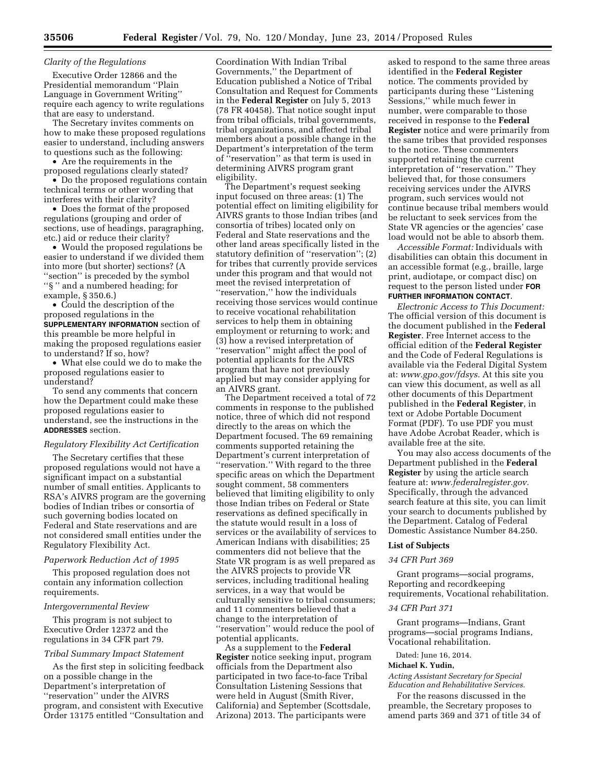*Clarity of the Regulations*

Executive Order 12866 and the Presidential memorandum ''Plain Language in Government Writing'' require each agency to write regulations that are easy to understand.

The Secretary invites comments on how to make these proposed regulations easier to understand, including answers to questions such as the following:

- Are the requirements in the proposed regulations clearly stated?
- Do the proposed regulations contain technical terms or other wording that interferes with their clarity?
- Does the format of the proposed regulations (grouping and order of sections, use of headings, paragraphing, etc.) aid or reduce their clarity?
- Would the proposed regulations be easier to understand if we divided them into more (but shorter) sections? (A ''section'' is preceded by the symbol ''§ '' and a numbered heading; for example, § 350.6.)
- Could the description of the proposed regulations in the **SUPPLEMENTARY INFORMATION** section of this preamble be more helpful in making the proposed regulations easier to understand? If so, how?
- What else could we do to make the proposed regulations easier to understand?

To send any comments that concern how the Department could make these proposed regulations easier to understand, see the instructions in the **ADDRESSES** section.

*Regulatory Flexibility Act Certification*

The Secretary certifies that these proposed regulations would not have a significant impact on a substantial number of small entities. Applicants to RSA's AIVRS program are the governing bodies of Indian tribes or consortia of such governing bodies located on Federal and State reservations and are not considered small entities under the Regulatory Flexibility Act.

*Paperwork Reduction Act of 1995*

This proposed regulation does not contain any information collection requirements.

*Intergovernmental Review*

This program is not subject to Executive Order 12372 and the regulations in 34 CFR part 79.

*Tribal Summary Impact Statement*

As the first step in soliciting feedback on a possible change in the Department's interpretation of ''reservation'' under the AIVRS program, and consistent with Executive Order 13175 entitled ''Consultation and Coordination With Indian Tribal Governments,'' the Department of Education published a Notice of Tribal Consultation and Request for Comments in the **Federal Register** on July 5, 2013 (78 FR 40458). That notice sought input from tribal officials, tribal governments, tribal organizations, and affected tribal members about a possible change in the Department's interpretation of the term of ''reservation'' as that term is used in determining AIVRS program grant eligibility.

The Department's request seeking input focused on three areas: (1) The potential effect on limiting eligibility for AIVRS grants to those Indian tribes (and consortia of tribes) located only on Federal and State reservations and the other land areas specifically listed in the statutory definition of ''reservation''; (2) for tribes that currently provide services under this program and that would not meet the revised interpretation of ''reservation,'' how the individuals receiving those services would continue to receive vocational rehabilitation services to help them in obtaining employment or returning to work; and (3) how a revised interpretation of ''reservation'' might affect the pool of potential applicants for the AIVRS program that have not previously applied but may consider applying for an AIVRS grant.

The Department received a total of 72 comments in response to the published notice, three of which did not respond directly to the areas on which the Department focused. The 69 remaining comments supported retaining the Department's current interpretation of ''reservation.'' With regard to the three specific areas on which the Department sought comment, 58 commenters believed that limiting eligibility to only those Indian tribes on Federal or State reservations as defined specifically in the statute would result in a loss of services or the availability of services to American Indians with disabilities; 25 commenters did not believe that the State VR program is as well prepared as the AIVRS projects to provide VR services, including traditional healing services, in a way that would be culturally sensitive to tribal consumers; and 11 commenters believed that a change to the interpretation of ''reservation'' would reduce the pool of potential applicants.

As a supplement to the **Federal Register** notice seeking input, program officials from the Department also participated in two face-to-face Tribal Consultation Listening Sessions that were held in August (Smith River, California) and September (Scottsdale, Arizona) 2013. The participants were asked to respond to the same three areas identified in the **Federal Register** notice. The comments provided by participants during these ''Listening Sessions,'' while much fewer in number, were comparable to those received in response to the **Federal Register** notice and were primarily from the same tribes that provided responses to the notice. These commenters supported retaining the current interpretation of ''reservation.'' They believed that, for those consumers receiving services under the AIVRS program, such services would not continue because tribal members would be reluctant to seek services from the State VR agencies or the agencies' case load would not be able to absorb them.

*Accessible Format:* Individuals with disabilities can obtain this document in an accessible format (e.g., braille, large print, audiotape, or compact disc) on request to the person listed under **FOR FURTHER INFORMATION CONTACT**.

*Electronic Access to This Document:* The official version of this document is the document published in the **Federal Register**. Free Internet access to the official edition of the **Federal Register** and the Code of Federal Regulations is available via the Federal Digital System at: *www.gpo.gov/fdsys*. At this site you can view this document, as well as all other documents of this Department published in the **Federal Register**, in text or Adobe Portable Document Format (PDF). To use PDF you must have Adobe Acrobat Reader, which is available free at the site.

You may also access documents of the Department published in the **Federal Register** by using the article search feature at: *www.federalregister.gov*. Specifically, through the advanced search feature at this site, you can limit your search to documents published by the Department. Catalog of Federal Domestic Assistance Number 84.250.

**List of Subjects**

*34 CFR Part 369*

Grant programs—social programs, Reporting and recordkeeping requirements, Vocational rehabilitation.

*34 CFR Part 371*

Grant programs—Indians, Grant programs—social programs Indians, Vocational rehabilitation.

Dated: June 16, 2014.

**Michael K. Yudin,**

*Acting Assistant Secretary for Special Education and Rehabilitative Services.*

For the reasons discussed in the preamble, the Secretary proposes to amend parts 369 and 371 of title 34 of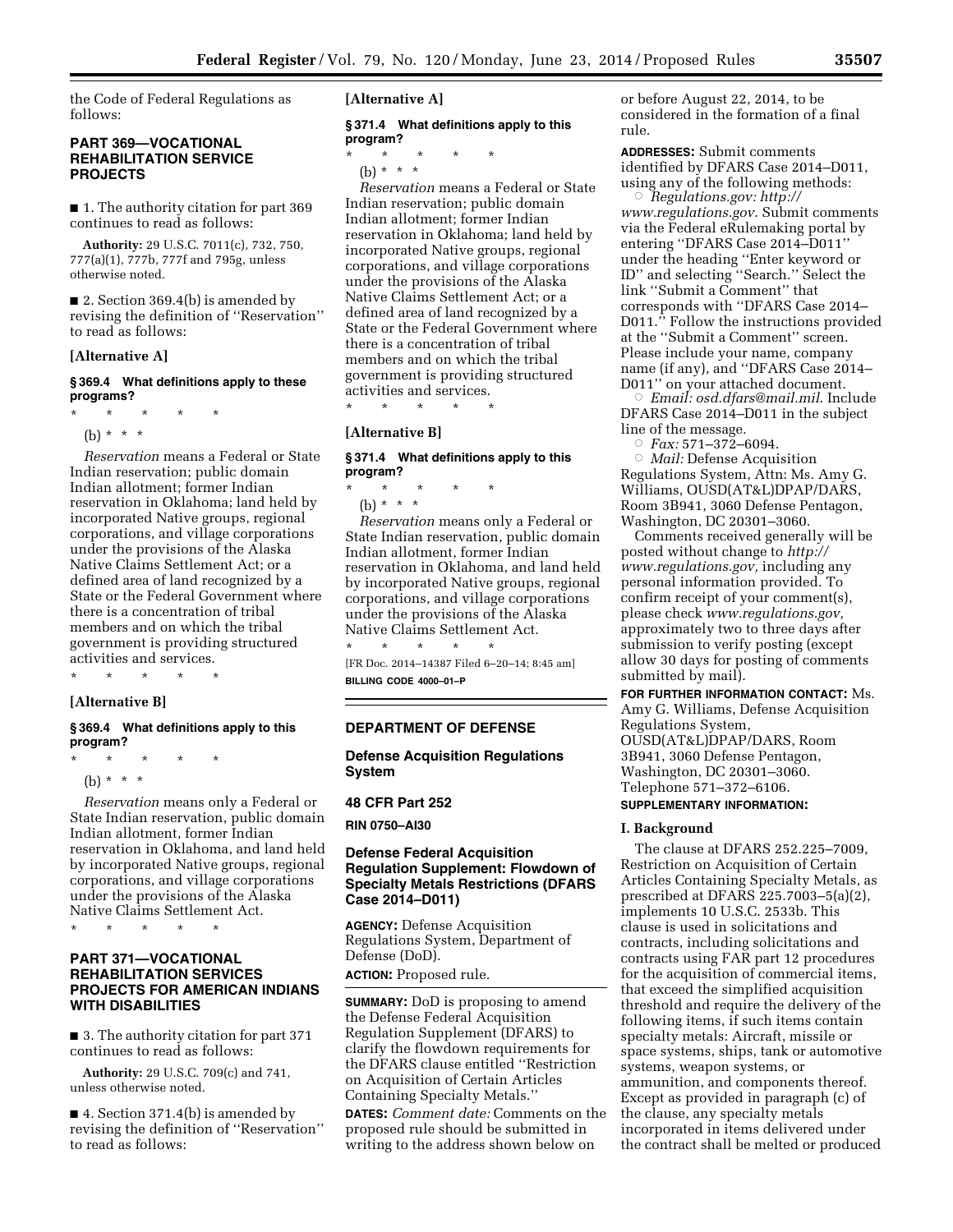the Code of Federal Regulations as follows:

## PART 369—VOCATIONAL REHABILITATION SERVICE PROJECTS

■ 1. The authority citation for part 369 continues to read as follows:

**Authority:** 29 U.S.C. 7011(c), 732, 750, 777(a)(1), 777b, 777f and 795g, unless otherwise noted.

■ 2. Section 369.4(b) is amended by revising the definition of ''Reservation'' to read as follows:

**[Alternative A]**

### § 369.4 What definitions apply to these programs?

\* \* \* \* \*

(b) \* \* \*

*Reservation* means a Federal or State Indian reservation; public domain Indian allotment; former Indian reservation in Oklahoma; land held by incorporated Native groups, regional corporations, and village corporations under the provisions of the Alaska Native Claims Settlement Act; or a defined area of land recognized by a State or the Federal Government where there is a concentration of tribal members and on which the tribal government is providing structured activities and services.

\* \* \* \* \*

**[Alternative B]**

### § 369.4 What definitions apply to this program?

\* \* \* \* \*

(b) \* \* \*

*Reservation* means only a Federal or State Indian reservation, public domain Indian allotment, former Indian reservation in Oklahoma, and land held by incorporated Native groups, regional corporations, and village corporations under the provisions of the Alaska Native Claims Settlement Act.

\* \* \* \* \*

## PART 371—VOCATIONAL REHABILITATION SERVICES PROJECTS FOR AMERICAN INDIANS WITH DISABILITIES

■ 3. The authority citation for part 371 continues to read as follows:

**Authority:** 29 U.S.C. 709(c) and 741, unless otherwise noted.

■ 4. Section 371.4(b) is amended by revising the definition of ''Reservation'' to read as follows:

**[Alternative A]**

### § 371.4 What definitions apply to this program?

\* \* \* \* \*

(b) \* \* \*

*Reservation* means a Federal or State Indian reservation; public domain Indian allotment; former Indian reservation in Oklahoma; land held by incorporated Native groups, regional corporations, and village corporations under the provisions of the Alaska Native Claims Settlement Act; or a defined area of land recognized by a State or the Federal Government where there is a concentration of tribal members and on which the tribal government is providing structured activities and services.

\* \* \* \* \*

**[Alternative B]**

### § 371.4 What definitions apply to this program?

\* \* \* \* \*

(b) \* \* \*

*Reservation* means only a Federal or State Indian reservation, public domain Indian allotment, former Indian reservation in Oklahoma, and land held by incorporated Native groups, regional corporations, and village corporations under the provisions of the Alaska Native Claims Settlement Act.

\* \* \* \* \*

[FR Doc. 2014–14387 Filed 6–20–14; 8:45 am]

**BILLING CODE 4000–01–P**

---

## DEPARTMENT OF DEFENSE

### Defense Acquisition Regulations System

### 48 CFR Part 252

### RIN 0750–AI30

### Defense Federal Acquisition Regulation Supplement: Flowdown of Specialty Metals Restrictions (DFARS Case 2014–D011)

**AGENCY:** Defense Acquisition Regulations System, Department of Defense (DoD).

**ACTION:** Proposed rule.

**SUMMARY:** DoD is proposing to amend the Defense Federal Acquisition Regulation Supplement (DFARS) to clarify the flowdown requirements for the DFARS clause entitled ''Restriction on Acquisition of Certain Articles Containing Specialty Metals.''

**DATES:** *Comment date:* Comments on the proposed rule should be submitted in writing to the address shown below on or before August 22, 2014, to be considered in the formation of a final rule.

**ADDRESSES:** Submit comments identified by DFARS Case 2014–D011, using any of the following methods:

- *Regulations.gov: http://www.regulations.gov.* Submit comments via the Federal eRulemaking portal by entering ''DFARS Case 2014–D011'' under the heading ''Enter keyword or ID'' and selecting ''Search.'' Select the link ''Submit a Comment'' that corresponds with ''DFARS Case 2014–D011.'' Follow the instructions provided at the ''Submit a Comment'' screen. Please include your name, company name (if any), and ''DFARS Case 2014–D011'' on your attached document.
- *Email: osd.dfars@mail.mil.* Include DFARS Case 2014–D011 in the subject line of the message.
- *Fax:* 571–372–6094.
- *Mail:* Defense Acquisition Regulations System, Attn: Ms. Amy G. Williams, OUSD(AT&L)DPAP/DARS, Room 3B941, 3060 Defense Pentagon, Washington, DC 20301–3060.

Comments received generally will be posted without change to *http://www.regulations.gov,* including any personal information provided. To confirm receipt of your comment(s), please check *www.regulations.gov,* approximately two to three days after submission to verify posting (except allow 30 days for posting of comments submitted by mail).

**FOR FURTHER INFORMATION CONTACT:** Ms. Amy G. Williams, Defense Acquisition Regulations System, OUSD(AT&L)DPAP/DARS, Room 3B941, 3060 Defense Pentagon, Washington, DC 20301–3060. Telephone 571–372–6106.

**SUPPLEMENTARY INFORMATION:**

#### I. Background

The clause at DFARS 252.225–7009, Restriction on Acquisition of Certain Articles Containing Specialty Metals, as prescribed at DFARS 225.7003–5(a)(2), implements 10 U.S.C. 2533b. This clause is used in solicitations and contracts, including solicitations and contracts using FAR part 12 procedures for the acquisition of commercial items, that exceed the simplified acquisition threshold and require the delivery of the following items, if such items contain specialty metals: Aircraft, missile or space systems, ships, tank or automotive systems, weapon systems, or ammunition, and components thereof. Except as provided in paragraph (c) of the clause, any specialty metals incorporated in items delivered under the contract shall be melted or produced